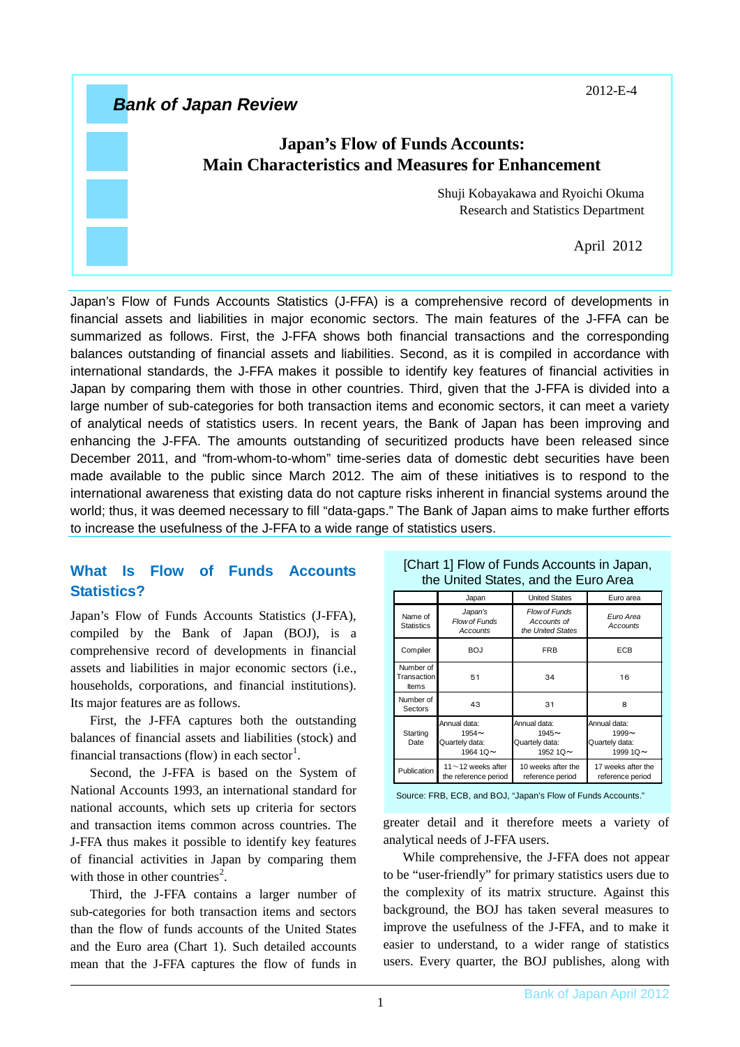Bank of Japan Review

2012-E-4

# Japan's Flow of Funds Accounts: Main Characteristics and Measures for Enhancement

Shuji Kobayakawa and Ryoichi Okuma
Research and Statistics Department

April 2012

Japan's Flow of Funds Accounts Statistics (J-FFA) is a comprehensive record of developments in financial assets and liabilities in major economic sectors. The main features of the J-FFA can be summarized as follows. First, the J-FFA shows both financial transactions and the corresponding balances outstanding of financial assets and liabilities. Second, as it is compiled in accordance with international standards, the J-FFA makes it possible to identify key features of financial activities in Japan by comparing them with those in other countries. Third, given that the J-FFA is divided into a large number of sub-categories for both transaction items and economic sectors, it can meet a variety of analytical needs of statistics users. In recent years, the Bank of Japan has been improving and enhancing the J-FFA. The amounts outstanding of securitized products have been released since December 2011, and "from-whom-to-whom" time-series data of domestic debt securities have been made available to the public since March 2012. The aim of these initiatives is to respond to the international awareness that existing data do not capture risks inherent in financial systems around the world; thus, it was deemed necessary to fill "data-gaps." The Bank of Japan aims to make further efforts to increase the usefulness of the J-FFA to a wide range of statistics users.

## What Is Flow of Funds Accounts Statistics?

Japan's Flow of Funds Accounts Statistics (J-FFA), compiled by the Bank of Japan (BOJ), is a comprehensive record of developments in financial assets and liabilities in major economic sectors (i.e., households, corporations, and financial institutions). Its major features are as follows.

First, the J-FFA captures both the outstanding balances of financial assets and liabilities (stock) and financial transactions (flow) in each sector[1].

Second, the J-FFA is based on the System of National Accounts 1993, an international standard for national accounts, which sets up criteria for sectors and transaction items common across countries. The J-FFA thus makes it possible to identify key features of financial activities in Japan by comparing them with those in other countries[2].

Third, the J-FFA contains a larger number of sub-categories for both transaction items and sectors than the flow of funds accounts of the United States and the Euro area (Chart 1). Such detailed accounts mean that the J-FFA captures the flow of funds in greater detail and it therefore meets a variety of analytical needs of J-FFA users.

[Chart 1] Flow of Funds Accounts in Japan, the United States, and the Euro Area

| | Japan | United States | Euro area |
|---|---|---|---|
| Name of Statistics | *Japan's Flow of Funds Accounts* | *Flow of Funds Accounts of the United States* | *Euro Area Accounts* |
| Compiler | BOJ | FRB | ECB |
| Number of Transaction Items | 51 | 34 | 16 |
| Number of Sectors | 43 | 31 | 8 |
| Starting Date | Annual data: 1954～ Quartely data: 1964 1Q～ | Annual data: 1945～ Quartely data: 1952 1Q～ | Annual data: 1999～ Quartely data: 1999 1Q～ |
| Publication | 11～12 weeks after the reference period | 10 weeks after the reference period | 17 weeks after the reference period |

Source: FRB, ECB, and BOJ, "Japan's Flow of Funds Accounts."

While comprehensive, the J-FFA does not appear to be "user-friendly" for primary statistics users due to the complexity of its matrix structure. Against this background, the BOJ has taken several measures to improve the usefulness of the J-FFA, and to make it easier to understand, to a wider range of statistics users. Every quarter, the BOJ publishes, along with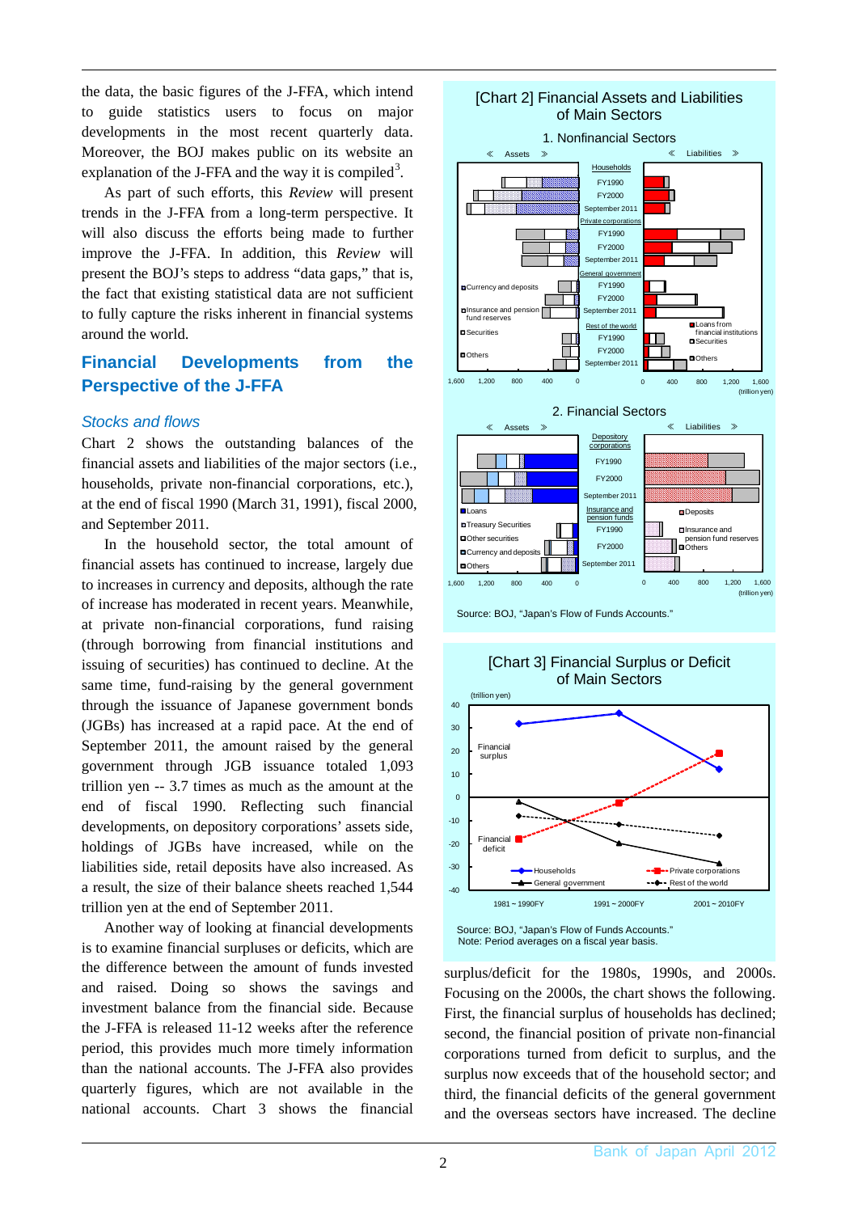the data, the basic figures of the J-FFA, which intend to guide statistics users to focus on major developments in the most recent quarterly data. Moreover, the BOJ makes public on its website an explanation of the J-FFA and the way it is compiled[3].

As part of such efforts, this *Review* will present trends in the J-FFA from a long-term perspective. It will also discuss the efforts being made to further improve the J-FFA. In addition, this *Review* will present the BOJ's steps to address "data gaps," that is, the fact that existing statistical data are not sufficient to fully capture the risks inherent in financial systems around the world.

## Financial Developments from the Perspective of the J-FFA

### *Stocks and flows*

Chart 2 shows the outstanding balances of the financial assets and liabilities of the major sectors (i.e., households, private non-financial corporations, etc.), at the end of fiscal 1990 (March 31, 1991), fiscal 2000, and September 2011.

In the household sector, the total amount of financial assets has continued to increase, largely due to increases in currency and deposits, although the rate of increase has moderated in recent years. Meanwhile, at private non-financial corporations, fund raising (through borrowing from financial institutions and issuing of securities) has continued to decline. At the same time, fund-raising by the general government through the issuance of Japanese government bonds (JGBs) has increased at a rapid pace. At the end of September 2011, the amount raised by the general government through JGB issuance totaled 1,093 trillion yen -- 3.7 times as much as the amount at the end of fiscal 1990. Reflecting such financial developments, on depository corporations' assets side, holdings of JGBs have increased, while on the liabilities side, retail deposits have also increased. As a result, the size of their balance sheets reached 1,544 trillion yen at the end of September 2011.

Another way of looking at financial developments is to examine financial surpluses or deficits, which are the difference between the amount of funds invested and raised. Doing so shows the savings and investment balance from the financial side. Because the J-FFA is released 11-12 weeks after the reference period, this provides much more timely information than the national accounts. The J-FFA also provides quarterly figures, which are not available in the national accounts. Chart 3 shows the financial surplus/deficit for the 1980s, 1990s, and 2000s. Focusing on the 2000s, the chart shows the following. First, the financial surplus of households has declined; second, the financial position of private non-financial corporations turned from deficit to surplus, and the surplus now exceeds that of the household sector; and third, the financial deficits of the general government and the overseas sectors have increased. The decline

[Chart 2] Financial Assets and Liabilities of Main Sectors

1. Nonfinancial Sectors

2. Financial Sectors

Source: BOJ, "Japan's Flow of Funds Accounts."

[Chart 3] Financial Surplus or Deficit of Main Sectors

Source: BOJ, "Japan's Flow of Funds Accounts."
Note: Period averages on a fiscal year basis.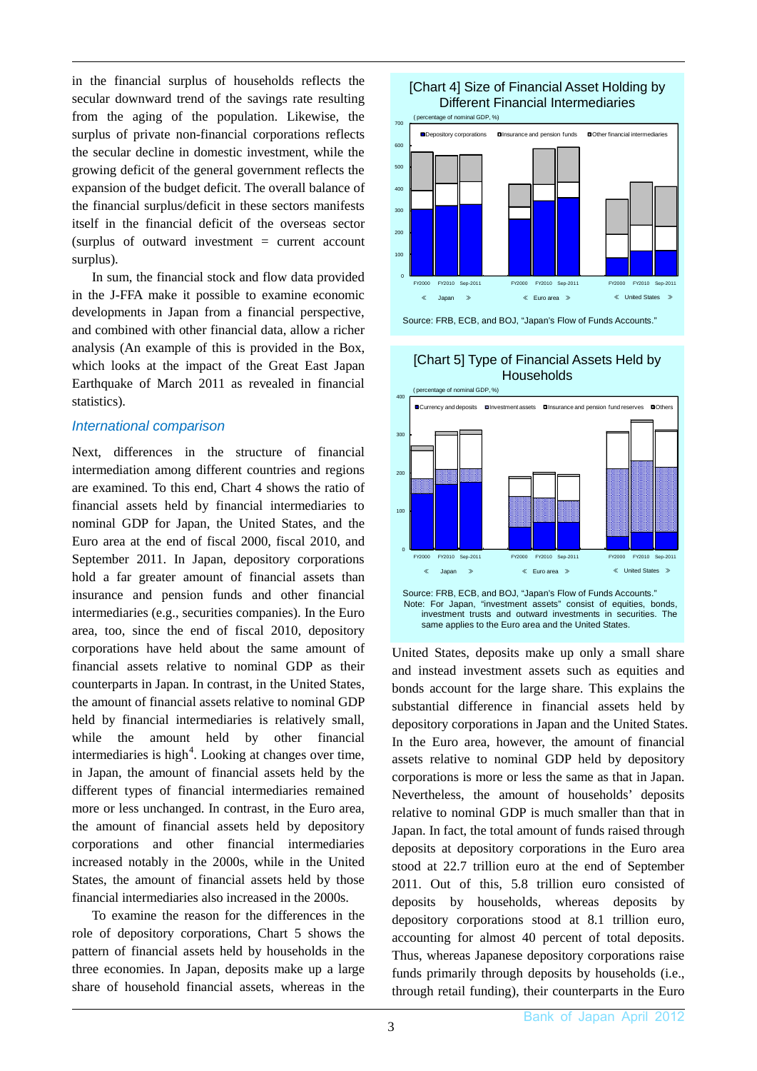in the financial surplus of households reflects the secular downward trend of the savings rate resulting from the aging of the population. Likewise, the surplus of private non-financial corporations reflects the secular decline in domestic investment, while the growing deficit of the general government reflects the expansion of the budget deficit. The overall balance of the financial surplus/deficit in these sectors manifests itself in the financial deficit of the overseas sector (surplus of outward investment = current account surplus).

In sum, the financial stock and flow data provided in the J-FFA make it possible to examine economic developments in Japan from a financial perspective, and combined with other financial data, allow a richer analysis (An example of this is provided in the Box, which looks at the impact of the Great East Japan Earthquake of March 2011 as revealed in financial statistics).

### *International comparison*

Next, differences in the structure of financial intermediation among different countries and regions are examined. To this end, Chart 4 shows the ratio of financial assets held by financial intermediaries to nominal GDP for Japan, the United States, and the Euro area at the end of fiscal 2000, fiscal 2010, and September 2011. In Japan, depository corporations hold a far greater amount of financial assets than insurance and pension funds and other financial intermediaries (e.g., securities companies). In the Euro area, too, since the end of fiscal 2010, depository corporations have held about the same amount of financial assets relative to nominal GDP as their counterparts in Japan. In contrast, in the United States, the amount of financial assets relative to nominal GDP held by financial intermediaries is relatively small, while the amount held by other financial intermediaries is high[4]. Looking at changes over time, in Japan, the amount of financial assets held by the different types of financial intermediaries remained more or less unchanged. In contrast, in the Euro area, the amount of financial assets held by depository corporations and other financial intermediaries increased notably in the 2000s, while in the United States, the amount of financial assets held by those financial intermediaries also increased in the 2000s.

To examine the reason for the differences in the role of depository corporations, Chart 5 shows the pattern of financial assets held by households in the three economies. In Japan, deposits make up a large share of household financial assets, whereas in the United States, deposits make up only a small share and instead investment assets such as equities and bonds account for the large share. This explains the substantial difference in financial assets held by depository corporations in Japan and the United States. In the Euro area, however, the amount of financial assets relative to nominal GDP held by depository corporations is more or less the same as that in Japan. Nevertheless, the amount of households' deposits relative to nominal GDP is much smaller than that in Japan. In fact, the total amount of funds raised through deposits at depository corporations in the Euro area stood at 22.7 trillion euro at the end of September 2011. Out of this, 5.8 trillion euro consisted of deposits by households, whereas deposits by depository corporations stood at 8.1 trillion euro, accounting for almost 40 percent of total deposits. Thus, whereas Japanese depository corporations raise funds primarily through deposits by households (i.e., through retail funding), their counterparts in the Euro

**[Chart 4] Size of Financial Asset Holding by Different Financial Intermediaries**

Source: FRB, ECB, and BOJ, "Japan's Flow of Funds Accounts."

**[Chart 5] Type of Financial Assets Held by Households**

Source: FRB, ECB, and BOJ, "Japan's Flow of Funds Accounts."
Note: For Japan, "investment assets" consist of equities, bonds, investment trusts and outward investments in securities. The same applies to the Euro area and the United States.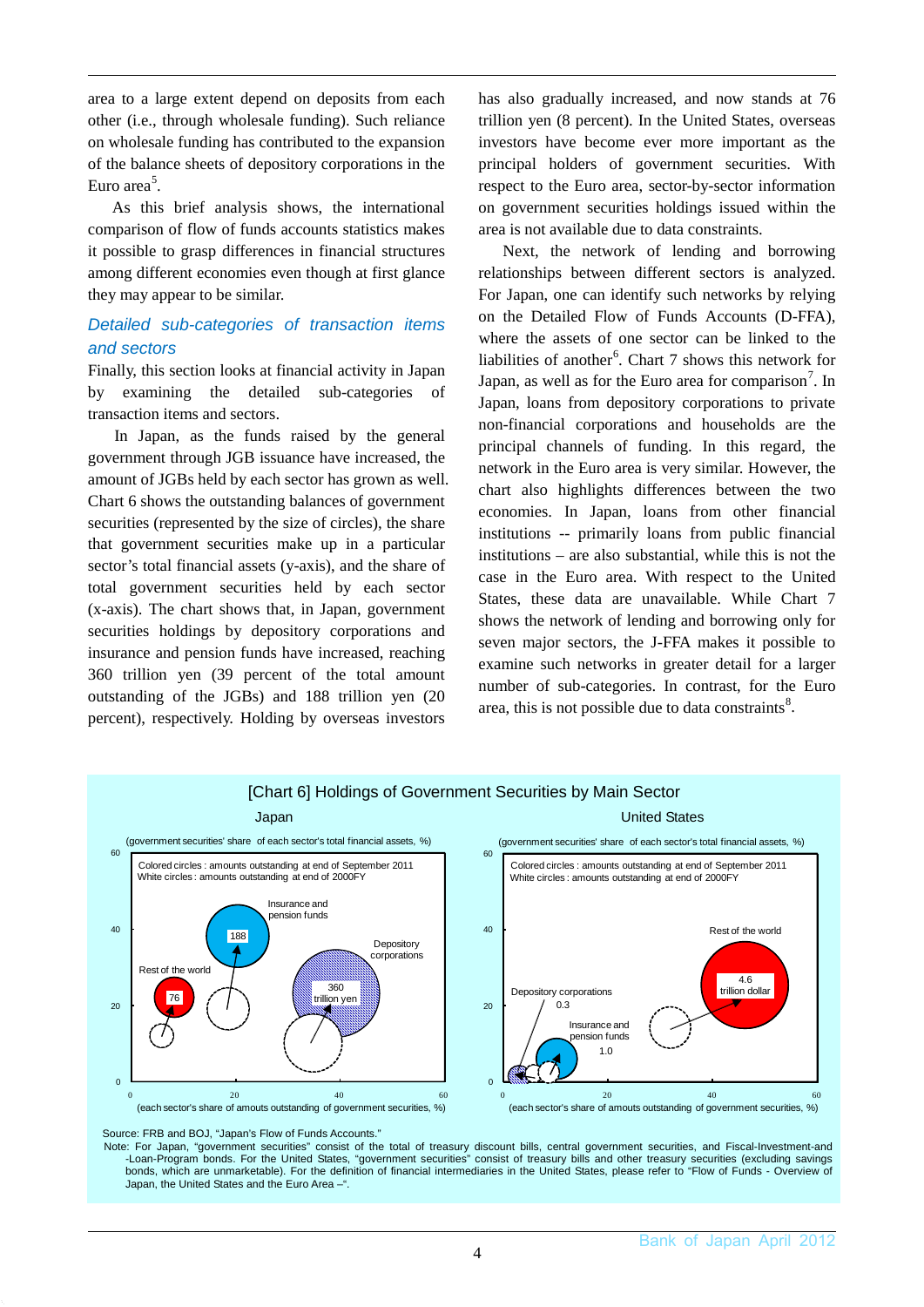area to a large extent depend on deposits from each other (i.e., through wholesale funding). Such reliance on wholesale funding has contributed to the expansion of the balance sheets of depository corporations in the Euro area[5].

As this brief analysis shows, the international comparison of flow of funds accounts statistics makes it possible to grasp differences in financial structures among different economies even though at first glance they may appear to be similar.

### *Detailed sub-categories of transaction items and sectors*

Finally, this section looks at financial activity in Japan by examining the detailed sub-categories of transaction items and sectors.

In Japan, as the funds raised by the general government through JGB issuance have increased, the amount of JGBs held by each sector has grown as well. Chart 6 shows the outstanding balances of government securities (represented by the size of circles), the share that government securities make up in a particular sector's total financial assets (y-axis), and the share of total government securities held by each sector (x-axis). The chart shows that, in Japan, government securities holdings by depository corporations and insurance and pension funds have increased, reaching 360 trillion yen (39 percent of the total amount outstanding of the JGBs) and 188 trillion yen (20 percent), respectively. Holding by overseas investors has also gradually increased, and now stands at 76 trillion yen (8 percent). In the United States, overseas investors have become ever more important as the principal holders of government securities. With respect to the Euro area, sector-by-sector information on government securities holdings issued within the area is not available due to data constraints.

Next, the network of lending and borrowing relationships between different sectors is analyzed. For Japan, one can identify such networks by relying on the Detailed Flow of Funds Accounts (D-FFA), where the assets of one sector can be linked to the liabilities of another[6]. Chart 7 shows this network for Japan, as well as for the Euro area for comparison[7]. In Japan, loans from depository corporations to private non-financial corporations and households are the principal channels of funding. In this regard, the network in the Euro area is very similar. However, the chart also highlights differences between the two economies. In Japan, loans from other financial institutions -- primarily loans from public financial institutions – are also substantial, while this is not the case in the Euro area. With respect to the United States, these data are unavailable. While Chart 7 shows the network of lending and borrowing only for seven major sectors, the J-FFA makes it possible to examine such networks in greater detail for a larger number of sub-categories. In contrast, for the Euro area, this is not possible due to data constraints[8].

[Chart 6] Holdings of Government Securities by Main Sector

Japan | United States

(government securities' share of each sector's total financial assets, %)

Colored circles : amounts outstanding at end of September 2011
White circles : amounts outstanding at end of 2000FY

Japan: Insurance and pension funds 188; Depository corporations 360 trillion yen; Rest of the world 76

United States: Rest of the world 4.6 trillion dollar; Depository corporations 0.3; Insurance and pension funds 1.0

(each sector's share of amounts outstanding of government securities, %)

Source: FRB and BOJ, "Japan's Flow of Funds Accounts."
Note: For Japan, "government securities" consist of the total of treasury discount bills, central government securities, and Fiscal-Investment-and-Loan-Program bonds. For the United States, "government securities" consist of treasury bills and other treasury securities (excluding savings bonds, which are unmarketable). For the definition of financial intermediaries in the United States, please refer to "Flow of Funds - Overview of Japan, the United States and the Euro Area –".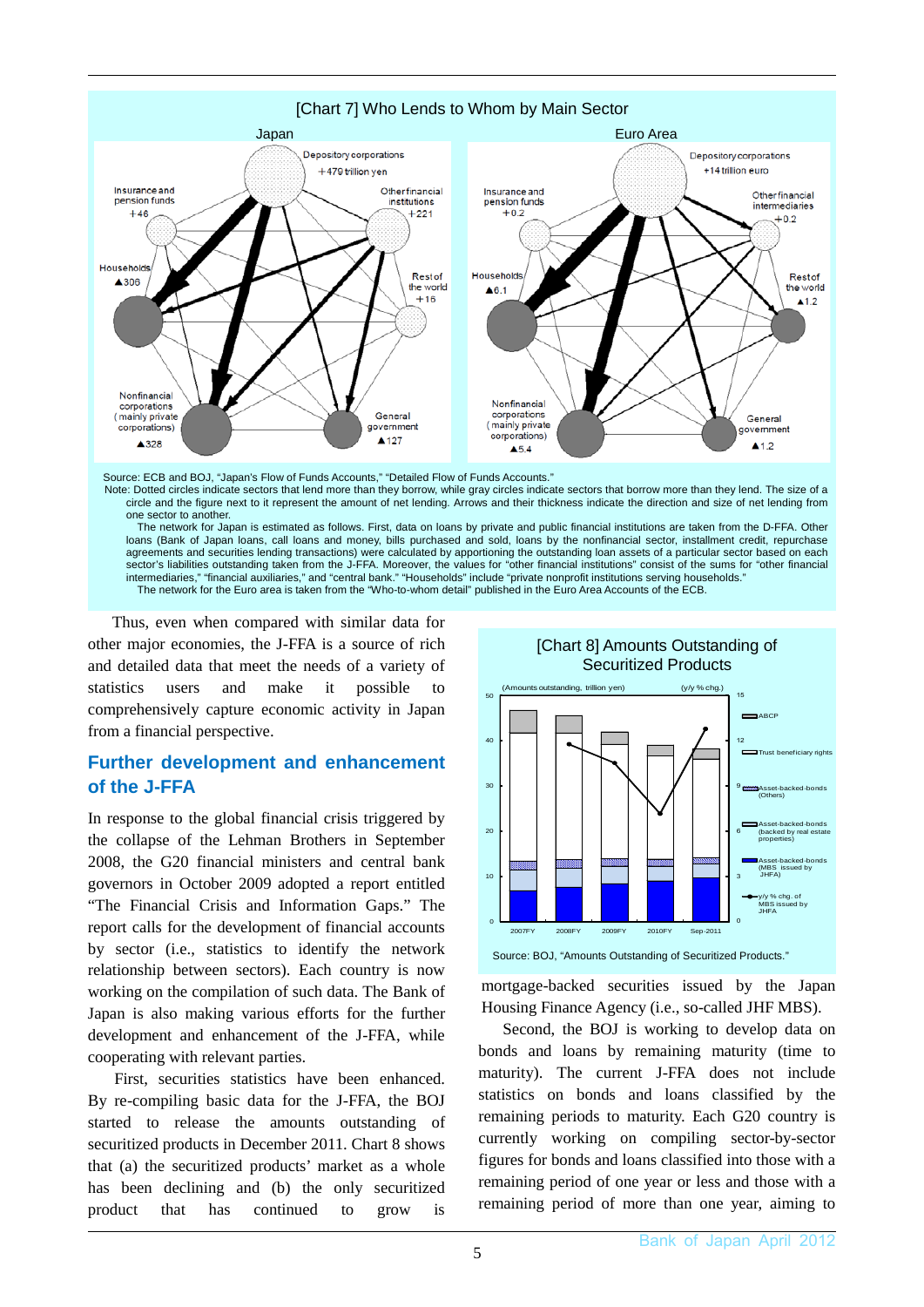[Chart 7] Who Lends to Whom by Main Sector

Source: ECB and BOJ, "Japan's Flow of Funds Accounts," "Detailed Flow of Funds Accounts."

Note: Dotted circles indicate sectors that lend more than they borrow, while gray circles indicate sectors that borrow more than they lend. The size of a circle and the figure next to it represent the amount of net lending. Arrows and their thickness indicate the direction and size of net lending from one sector to another.

The network for Japan is estimated as follows. First, data on loans by private and public financial institutions are taken from the D-FFA. Other loans (Bank of Japan loans, call loans and money, bills purchased and sold, loans by the nonfinancial sector, installment credit, repurchase agreements and securities lending transactions) were calculated by apportioning the outstanding loan assets of a particular sector based on each sector's liabilities outstanding taken from the J-FFA. Moreover, the values for "other financial institutions" consist of the sums for "other financial intermediaries," "financial auxiliaries," and "central bank." "Households" include "private nonprofit institutions serving households."

The network for the Euro area is taken from the "Who-to-whom detail" published in the Euro Area Accounts of the ECB.

Thus, even when compared with similar data for other major economies, the J-FFA is a source of rich and detailed data that meet the needs of a variety of statistics users and make it possible to comprehensively capture economic activity in Japan from a financial perspective.

## Further development and enhancement of the J-FFA

In response to the global financial crisis triggered by the collapse of the Lehman Brothers in September 2008, the G20 financial ministers and central bank governors in October 2009 adopted a report entitled "The Financial Crisis and Information Gaps." The report calls for the development of financial accounts by sector (i.e., statistics to identify the network relationship between sectors). Each country is now working on the compilation of such data. The Bank of Japan is also making various efforts for the further development and enhancement of the J-FFA, while cooperating with relevant parties.

First, securities statistics have been enhanced. By re-compiling basic data for the J-FFA, the BOJ started to release the amounts outstanding of securitized products in December 2011. Chart 8 shows that (a) the securitized products' market as a whole has been declining and (b) the only securitized product that has continued to grow is mortgage-backed securities issued by the Japan Housing Finance Agency (i.e., so-called JHF MBS).

[Chart 8] Amounts Outstanding of Securitized Products

Source: BOJ, "Amounts Outstanding of Securitized Products."

Second, the BOJ is working to develop data on bonds and loans by remaining maturity (time to maturity). The current J-FFA does not include statistics on bonds and loans classified by the remaining periods to maturity. Each G20 country is currently working on compiling sector-by-sector figures for bonds and loans classified into those with a remaining period of one year or less and those with a remaining period of more than one year, aiming to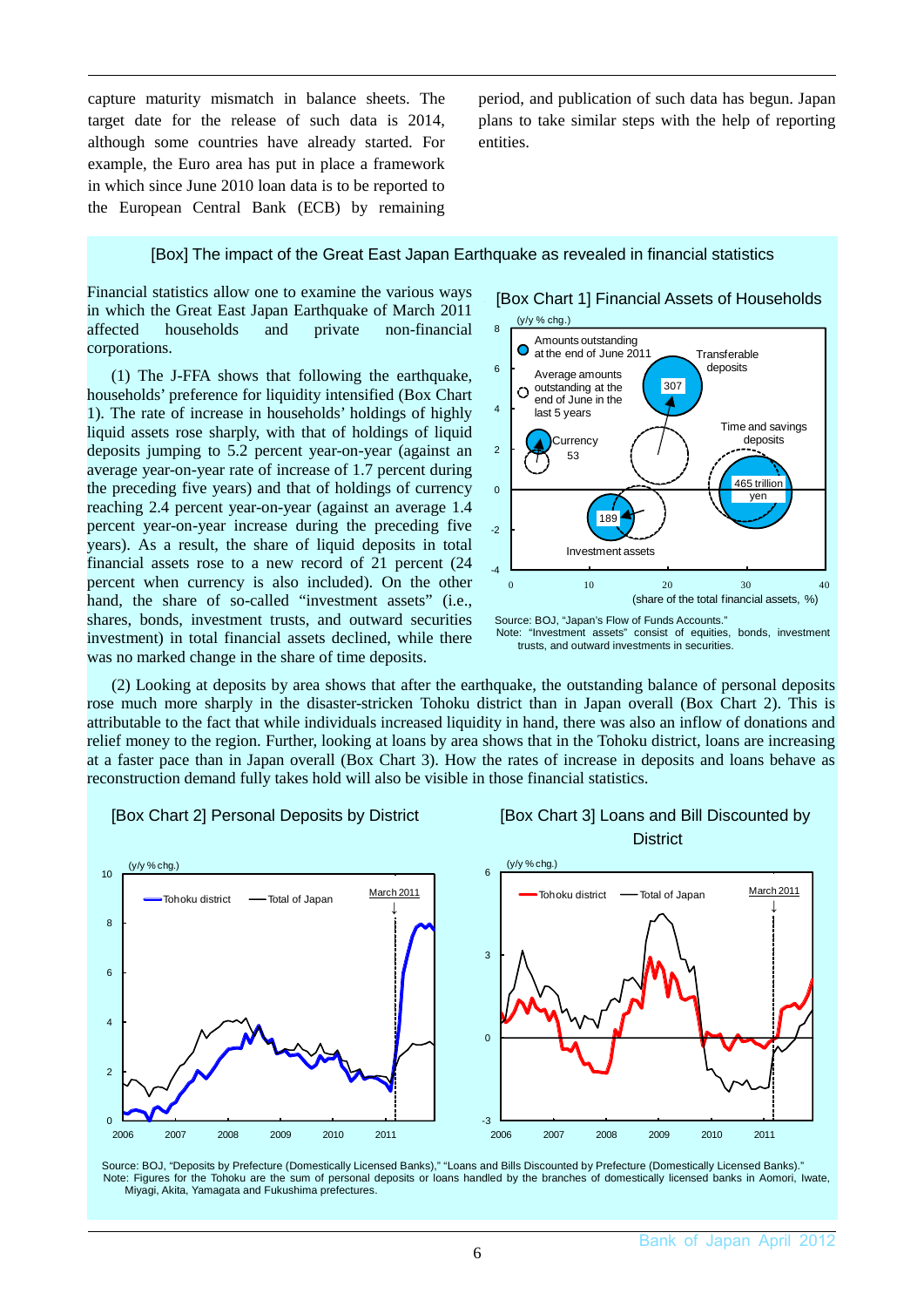capture maturity mismatch in balance sheets. The target date for the release of such data is 2014, although some countries have already started. For example, the Euro area has put in place a framework in which since June 2010 loan data is to be reported to the European Central Bank (ECB) by remaining period, and publication of such data has begun. Japan plans to take similar steps with the help of reporting entities.

## [Box] The impact of the Great East Japan Earthquake as revealed in financial statistics

Financial statistics allow one to examine the various ways in which the Great East Japan Earthquake of March 2011 affected households and private non-financial corporations.

(1) The J-FFA shows that following the earthquake, households' preference for liquidity intensified (Box Chart 1). The rate of increase in households' holdings of highly liquid assets rose sharply, with that of holdings of liquid deposits jumping to 5.2 percent year-on-year (against an average year-on-year rate of increase of 1.7 percent during the preceding five years) and that of holdings of currency reaching 2.4 percent year-on-year (against an average 1.4 percent year-on-year increase during the preceding five years). As a result, the share of liquid deposits in total financial assets rose to a new record of 21 percent (24 percent when currency is also included). On the other hand, the share of so-called "investment assets" (i.e., shares, bonds, investment trusts, and outward securities investment) in total financial assets declined, while there was no marked change in the share of time deposits.

[Box Chart 1] Financial Assets of Households

Source: BOJ, "Japan's Flow of Funds Accounts."
Note: "Investment assets" consist of equities, bonds, investment trusts, and outward investments in securities.

(2) Looking at deposits by area shows that after the earthquake, the outstanding balance of personal deposits rose much more sharply in the disaster-stricken Tohoku district than in Japan overall (Box Chart 2). This is attributable to the fact that while individuals increased liquidity in hand, there was also an inflow of donations and relief money to the region. Further, looking at loans by area shows that in the Tohoku district, loans are increasing at a faster pace than in Japan overall (Box Chart 3). How the rates of increase in deposits and loans behave as reconstruction demand fully takes hold will also be visible in those financial statistics.

[Box Chart 2] Personal Deposits by District

[Box Chart 3] Loans and Bill Discounted by District

Source: BOJ, "Deposits by Prefecture (Domestically Licensed Banks)," "Loans and Bills Discounted by Prefecture (Domestically Licensed Banks)."
Note: Figures for the Tohoku are the sum of personal deposits or loans handled by the branches of domestically licensed banks in Aomori, Iwate, Miyagi, Akita, Yamagata and Fukushima prefectures.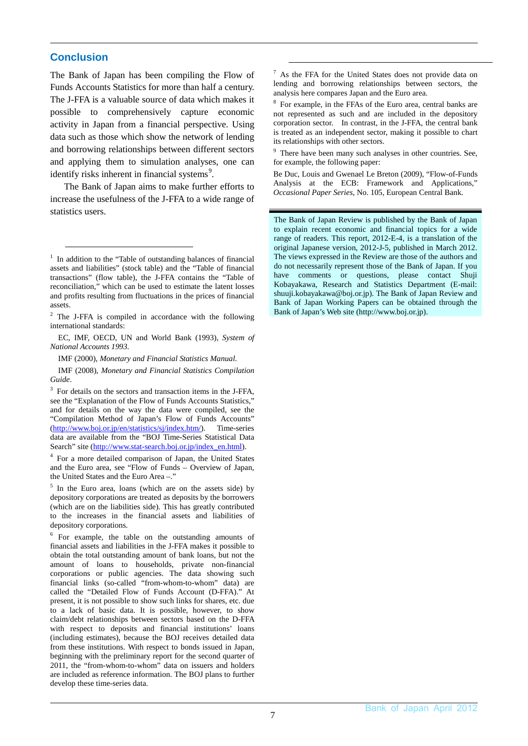## Conclusion

The Bank of Japan has been compiling the Flow of Funds Accounts Statistics for more than half a century. The J-FFA is a valuable source of data which makes it possible to comprehensively capture economic activity in Japan from a financial perspective. Using data such as those which show the network of lending and borrowing relationships between different sectors and applying them to simulation analyses, one can identify risks inherent in financial systems[9].

The Bank of Japan aims to make further efforts to increase the usefulness of the J-FFA to a wide range of statistics users.

---

[1] In addition to the "Table of outstanding balances of financial assets and liabilities" (stock table) and the "Table of financial transactions" (flow table), the J-FFA contains the "Table of reconciliation," which can be used to estimate the latent losses and profits resulting from fluctuations in the prices of financial assets.

[2] The J-FFA is compiled in accordance with the following international standards:

EC, IMF, OECD, UN and World Bank (1993), *System of National Accounts 1993*.

IMF (2000), *Monetary and Financial Statistics Manual*.

IMF (2008), *Monetary and Financial Statistics Compilation Guide*.

[3] For details on the sectors and transaction items in the J-FFA, see the "Explanation of the Flow of Funds Accounts Statistics," and for details on the way the data were compiled, see the "Compilation Method of Japan's Flow of Funds Accounts" (http://www.boj.or.jp/en/statistics/sj/index.htm/). Time-series data are available from the "BOJ Time-Series Statistical Data Search" site (http://www.stat-search.boj.or.jp/index_en.html).

[4] For a more detailed comparison of Japan, the United States and the Euro area, see "Flow of Funds – Overview of Japan, the United States and the Euro Area –."

[5] In the Euro area, loans (which are on the assets side) by depository corporations are treated as deposits by the borrowers (which are on the liabilities side). This has greatly contributed to the increases in the financial assets and liabilities of depository corporations.

[6] For example, the table on the outstanding amounts of financial assets and liabilities in the J-FFA makes it possible to obtain the total outstanding amount of bank loans, but not the amount of loans to households, private non-financial corporations or public agencies. The data showing such financial links (so-called "from-whom-to-whom" data) are called the "Detailed Flow of Funds Account (D-FFA)." At present, it is not possible to show such links for shares, etc. due to a lack of basic data. It is possible, however, to show claim/debt relationships between sectors based on the D-FFA with respect to deposits and financial institutions' loans (including estimates), because the BOJ receives detailed data from these institutions. With respect to bonds issued in Japan, beginning with the preliminary report for the second quarter of 2011, the "from-whom-to-whom" data on issuers and holders are included as reference information. The BOJ plans to further develop these time-series data.

[7] As the FFA for the United States does not provide data on lending and borrowing relationships between sectors, the analysis here compares Japan and the Euro area.

[8] For example, in the FFAs of the Euro area, central banks are not represented as such and are included in the depository corporation sector. In contrast, in the J-FFA, the central bank is treated as an independent sector, making it possible to chart its relationships with other sectors.

[9] There have been many such analyses in other countries. See, for example, the following paper:

Be Duc, Louis and Gwenael Le Breton (2009), "Flow-of-Funds Analysis at the ECB: Framework and Applications," *Occasional Paper Series*, No. 105, European Central Bank.

---

The Bank of Japan Review is published by the Bank of Japan to explain recent economic and financial topics for a wide range of readers. This report, 2012-E-4, is a translation of the original Japanese version, 2012-J-5, published in March 2012. The views expressed in the Review are those of the authors and do not necessarily represent those of the Bank of Japan. If you have comments or questions, please contact Shuji Kobayakawa, Research and Statistics Department (E-mail: shuuji.kobayakawa@boj.or.jp). The Bank of Japan Review and Bank of Japan Working Papers can be obtained through the Bank of Japan's Web site (http://www.boj.or.jp).